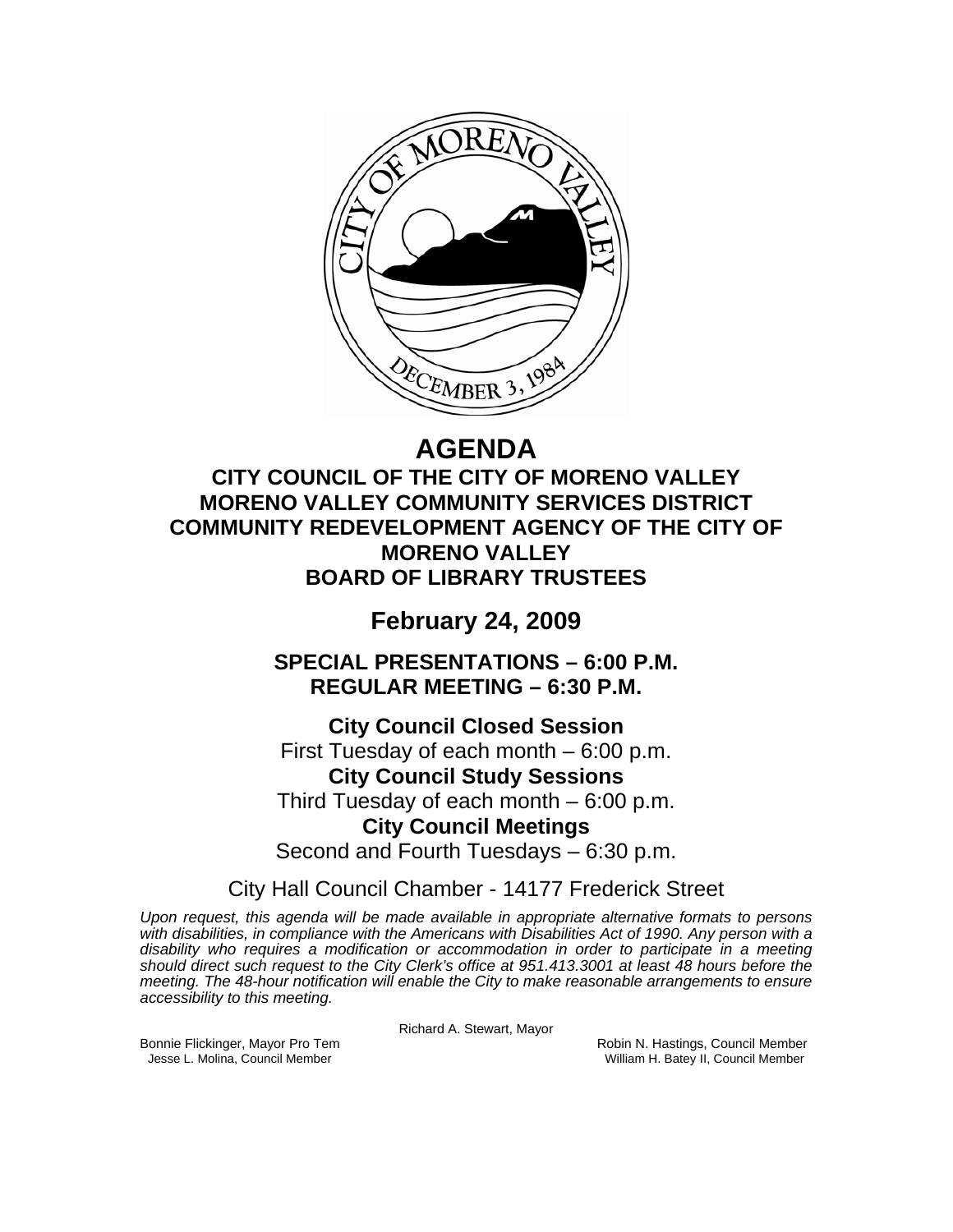# AGENDA

## CITY COUNCIL OF THE CITY OF MORENO VALLEY
## MORENO VALLEY COMMUNITY SERVICES DISTRICT
## COMMUNITY REDEVELOPMENT AGENCY OF THE CITY OF MORENO VALLEY
## BOARD OF LIBRARY TRUSTEES

## February 24, 2009

### SPECIAL PRESENTATIONS – 6:00 P.M.
### REGULAR MEETING – 6:30 P.M.

**City Council Closed Session**
First Tuesday of each month – 6:00 p.m.

**City Council Study Sessions**
Third Tuesday of each month – 6:00 p.m.

**City Council Meetings**
Second and Fourth Tuesdays – 6:30 p.m.

City Hall Council Chamber - 14177 Frederick Street

*Upon request, this agenda will be made available in appropriate alternative formats to persons with disabilities, in compliance with the Americans with Disabilities Act of 1990. Any person with a disability who requires a modification or accommodation in order to participate in a meeting should direct such request to the City Clerk's office at 951.413.3001 at least 48 hours before the meeting. The 48-hour notification will enable the City to make reasonable arrangements to ensure accessibility to this meeting.*

Richard A. Stewart, Mayor

Bonnie Flickinger, Mayor Pro Tem
Jesse L. Molina, Council Member
Robin N. Hastings, Council Member
William H. Batey II, Council Member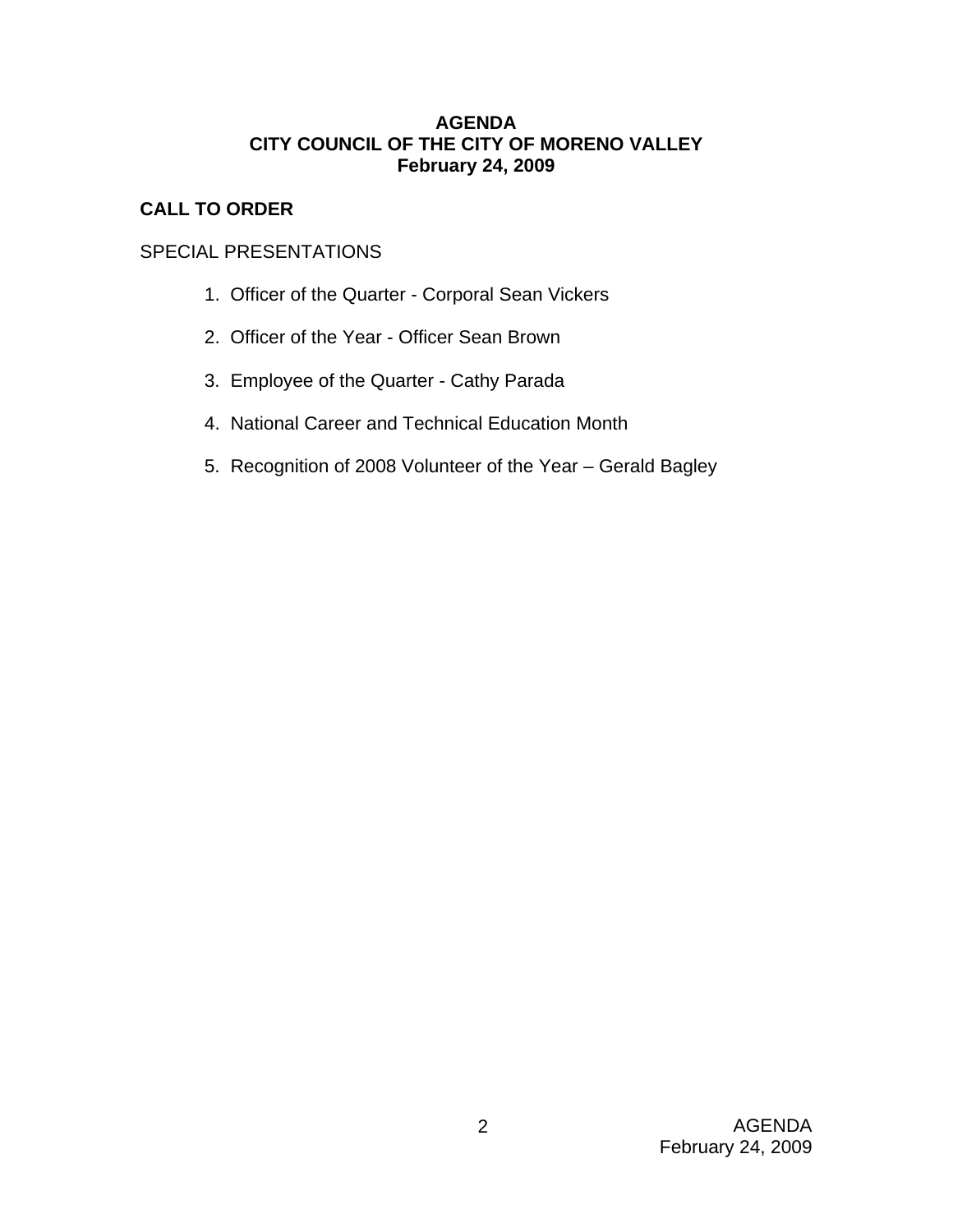**AGENDA**
**CITY COUNCIL OF THE CITY OF MORENO VALLEY**
**February 24, 2009**

## CALL TO ORDER

SPECIAL PRESENTATIONS

1. Officer of the Quarter - Corporal Sean Vickers
2. Officer of the Year - Officer Sean Brown
3. Employee of the Quarter - Cathy Parada
4. National Career and Technical Education Month
5. Recognition of 2008 Volunteer of the Year – Gerald Bagley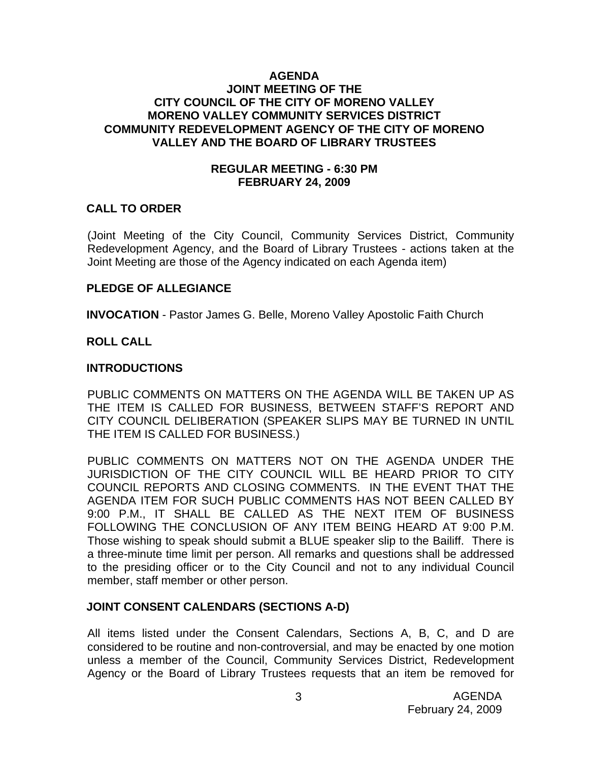# AGENDA
# JOINT MEETING OF THE CITY COUNCIL OF THE CITY OF MORENO VALLEY MORENO VALLEY COMMUNITY SERVICES DISTRICT COMMUNITY REDEVELOPMENT AGENCY OF THE CITY OF MORENO VALLEY AND THE BOARD OF LIBRARY TRUSTEES

## REGULAR MEETING - 6:30 PM
## FEBRUARY 24, 2009

### CALL TO ORDER

(Joint Meeting of the City Council, Community Services District, Community Redevelopment Agency, and the Board of Library Trustees - actions taken at the Joint Meeting are those of the Agency indicated on each Agenda item)

### PLEDGE OF ALLEGIANCE

**INVOCATION** - Pastor James G. Belle, Moreno Valley Apostolic Faith Church

### ROLL CALL

### INTRODUCTIONS

PUBLIC COMMENTS ON MATTERS ON THE AGENDA WILL BE TAKEN UP AS THE ITEM IS CALLED FOR BUSINESS, BETWEEN STAFF'S REPORT AND CITY COUNCIL DELIBERATION (SPEAKER SLIPS MAY BE TURNED IN UNTIL THE ITEM IS CALLED FOR BUSINESS.)

PUBLIC COMMENTS ON MATTERS NOT ON THE AGENDA UNDER THE JURISDICTION OF THE CITY COUNCIL WILL BE HEARD PRIOR TO CITY COUNCIL REPORTS AND CLOSING COMMENTS. IN THE EVENT THAT THE AGENDA ITEM FOR SUCH PUBLIC COMMENTS HAS NOT BEEN CALLED BY 9:00 P.M., IT SHALL BE CALLED AS THE NEXT ITEM OF BUSINESS FOLLOWING THE CONCLUSION OF ANY ITEM BEING HEARD AT 9:00 P.M. Those wishing to speak should submit a BLUE speaker slip to the Bailiff. There is a three-minute time limit per person. All remarks and questions shall be addressed to the presiding officer or to the City Council and not to any individual Council member, staff member or other person.

### JOINT CONSENT CALENDARS (SECTIONS A-D)

All items listed under the Consent Calendars, Sections A, B, C, and D are considered to be routine and non-controversial, and may be enacted by one motion unless a member of the Council, Community Services District, Redevelopment Agency or the Board of Library Trustees requests that an item be removed for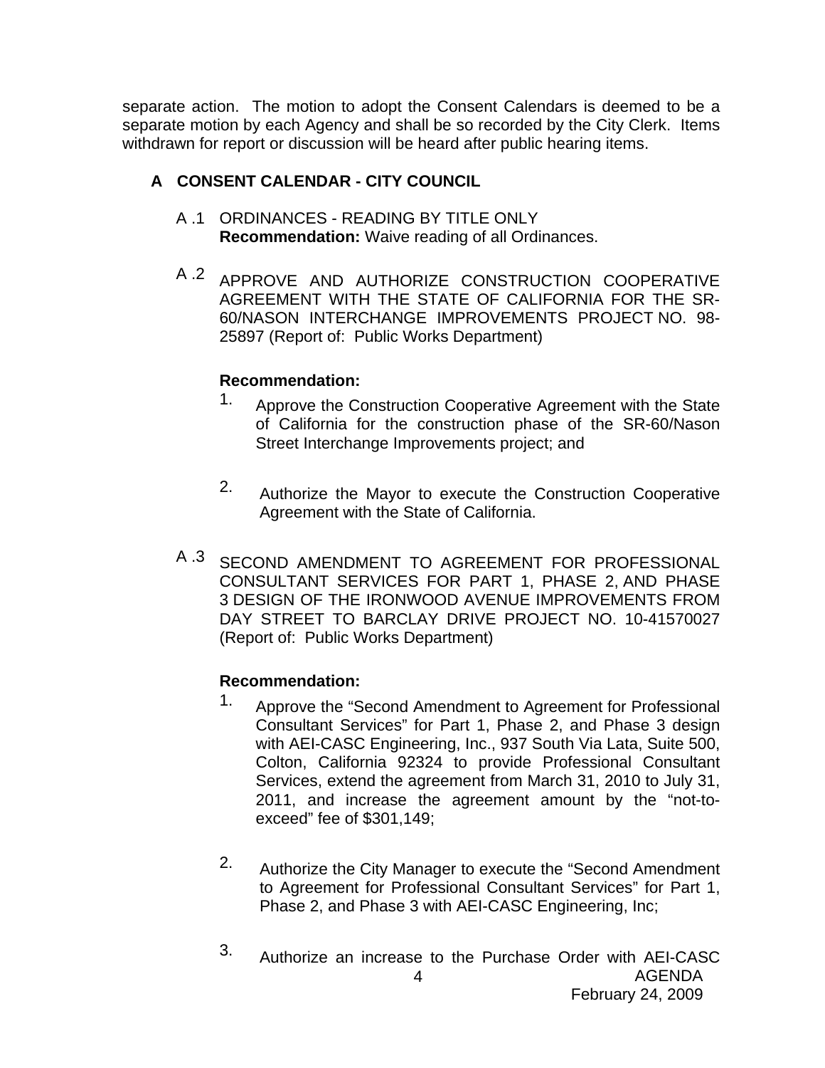separate action. The motion to adopt the Consent Calendars is deemed to be a separate motion by each Agency and shall be so recorded by the City Clerk. Items withdrawn for report or discussion will be heard after public hearing items.

## A CONSENT CALENDAR - CITY COUNCIL

A .1 ORDINANCES - READING BY TITLE ONLY
**Recommendation:** Waive reading of all Ordinances.

A .2 APPROVE AND AUTHORIZE CONSTRUCTION COOPERATIVE AGREEMENT WITH THE STATE OF CALIFORNIA FOR THE SR-60/NASON INTERCHANGE IMPROVEMENTS PROJECT NO. 98-25897 (Report of: Public Works Department)

**Recommendation:**

1. Approve the Construction Cooperative Agreement with the State of California for the construction phase of the SR-60/Nason Street Interchange Improvements project; and

2. Authorize the Mayor to execute the Construction Cooperative Agreement with the State of California.

A .3 SECOND AMENDMENT TO AGREEMENT FOR PROFESSIONAL CONSULTANT SERVICES FOR PART 1, PHASE 2, AND PHASE 3 DESIGN OF THE IRONWOOD AVENUE IMPROVEMENTS FROM DAY STREET TO BARCLAY DRIVE PROJECT NO. 10-41570027 (Report of: Public Works Department)

**Recommendation:**

1. Approve the "Second Amendment to Agreement for Professional Consultant Services" for Part 1, Phase 2, and Phase 3 design with AEI-CASC Engineering, Inc., 937 South Via Lata, Suite 500, Colton, California 92324 to provide Professional Consultant Services, extend the agreement from March 31, 2010 to July 31, 2011, and increase the agreement amount by the "not-to-exceed" fee of $301,149;

2. Authorize the City Manager to execute the "Second Amendment to Agreement for Professional Consultant Services" for Part 1, Phase 2, and Phase 3 with AEI-CASC Engineering, Inc;

3. Authorize an increase to the Purchase Order with AEI-CASC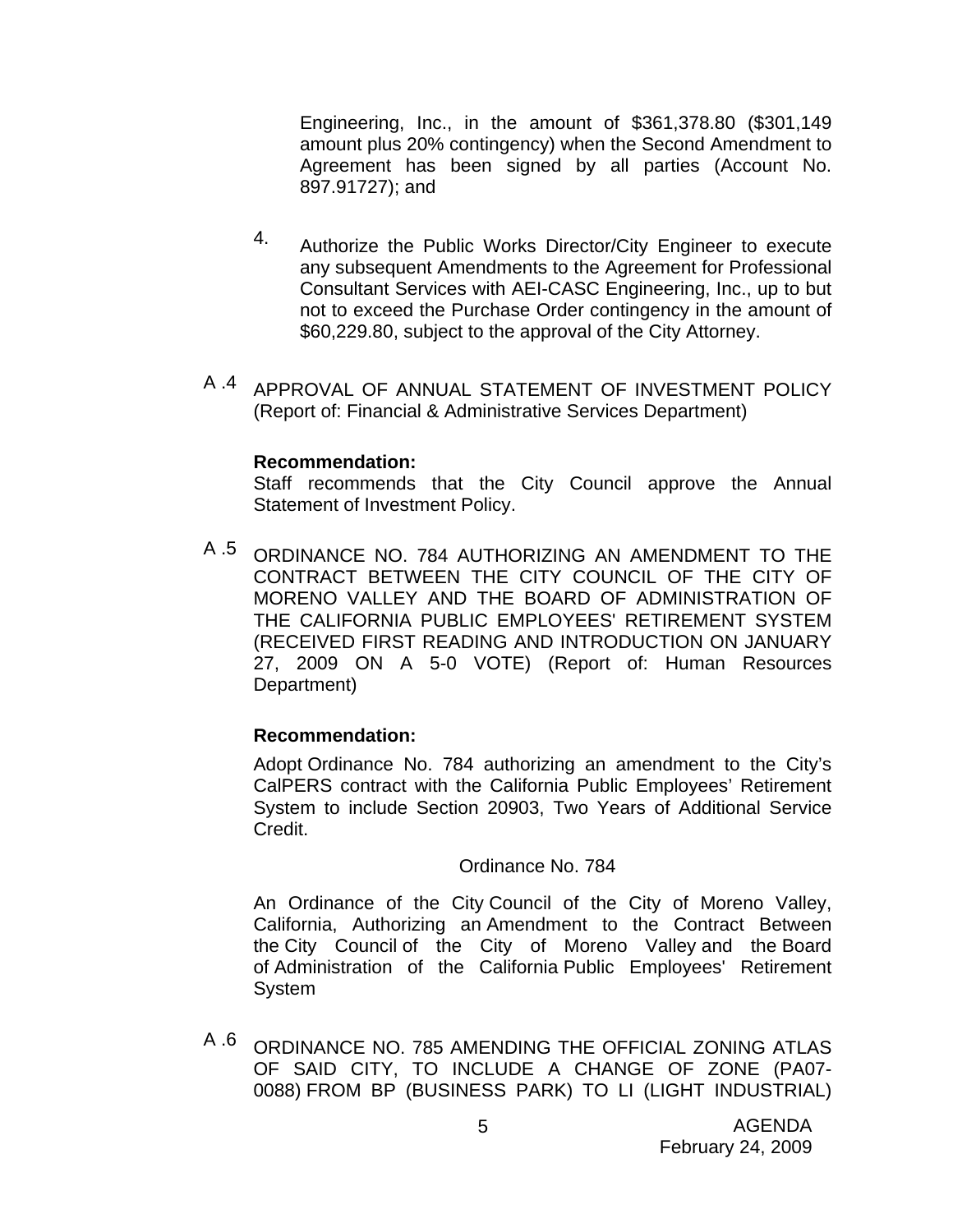Engineering, Inc., in the amount of $361,378.80 ($301,149 amount plus 20% contingency) when the Second Amendment to Agreement has been signed by all parties (Account No. 897.91727); and

4. Authorize the Public Works Director/City Engineer to execute any subsequent Amendments to the Agreement for Professional Consultant Services with AEI-CASC Engineering, Inc., up to but not to exceed the Purchase Order contingency in the amount of $60,229.80, subject to the approval of the City Attorney.

A .4 APPROVAL OF ANNUAL STATEMENT OF INVESTMENT POLICY (Report of: Financial & Administrative Services Department)

**Recommendation:**

Staff recommends that the City Council approve the Annual Statement of Investment Policy.

A .5 ORDINANCE NO. 784 AUTHORIZING AN AMENDMENT TO THE CONTRACT BETWEEN THE CITY COUNCIL OF THE CITY OF MORENO VALLEY AND THE BOARD OF ADMINISTRATION OF THE CALIFORNIA PUBLIC EMPLOYEES' RETIREMENT SYSTEM (RECEIVED FIRST READING AND INTRODUCTION ON JANUARY 27, 2009 ON A 5-0 VOTE) (Report of: Human Resources Department)

**Recommendation:**

Adopt Ordinance No. 784 authorizing an amendment to the City's CalPERS contract with the California Public Employees' Retirement System to include Section 20903, Two Years of Additional Service Credit.

Ordinance No. 784

An Ordinance of the City Council of the City of Moreno Valley, California, Authorizing an Amendment to the Contract Between the City Council of the City of Moreno Valley and the Board of Administration of the California Public Employees' Retirement System

A .6 ORDINANCE NO. 785 AMENDING THE OFFICIAL ZONING ATLAS OF SAID CITY, TO INCLUDE A CHANGE OF ZONE (PA07-0088) FROM BP (BUSINESS PARK) TO LI (LIGHT INDUSTRIAL)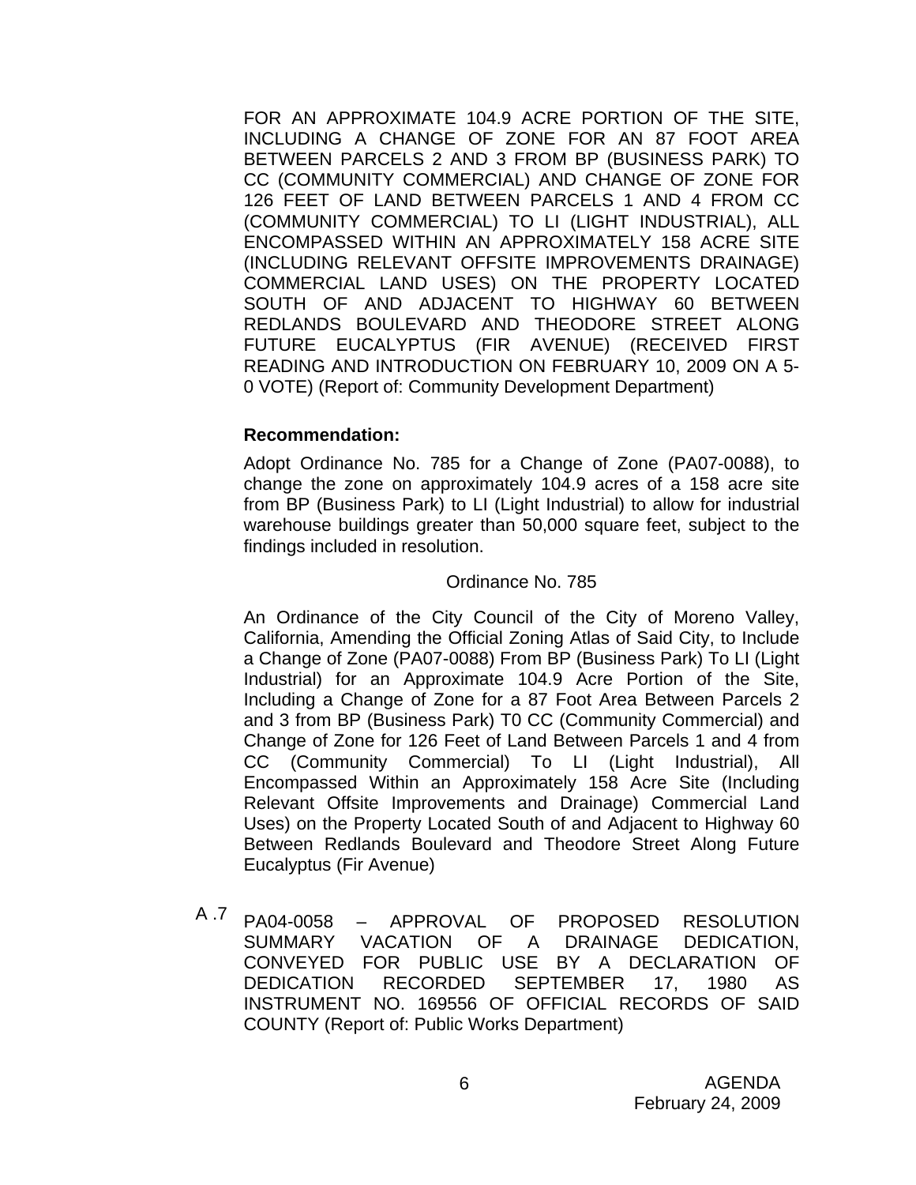FOR AN APPROXIMATE 104.9 ACRE PORTION OF THE SITE, INCLUDING A CHANGE OF ZONE FOR AN 87 FOOT AREA BETWEEN PARCELS 2 AND 3 FROM BP (BUSINESS PARK) TO CC (COMMUNITY COMMERCIAL) AND CHANGE OF ZONE FOR 126 FEET OF LAND BETWEEN PARCELS 1 AND 4 FROM CC (COMMUNITY COMMERCIAL) TO LI (LIGHT INDUSTRIAL), ALL ENCOMPASSED WITHIN AN APPROXIMATELY 158 ACRE SITE (INCLUDING RELEVANT OFFSITE IMPROVEMENTS DRAINAGE) COMMERCIAL LAND USES) ON THE PROPERTY LOCATED SOUTH OF AND ADJACENT TO HIGHWAY 60 BETWEEN REDLANDS BOULEVARD AND THEODORE STREET ALONG FUTURE EUCALYPTUS (FIR AVENUE) (RECEIVED FIRST READING AND INTRODUCTION ON FEBRUARY 10, 2009 ON A 5-0 VOTE) (Report of: Community Development Department)

**Recommendation:**

Adopt Ordinance No. 785 for a Change of Zone (PA07-0088), to change the zone on approximately 104.9 acres of a 158 acre site from BP (Business Park) to LI (Light Industrial) to allow for industrial warehouse buildings greater than 50,000 square feet, subject to the findings included in resolution.

Ordinance No. 785

An Ordinance of the City Council of the City of Moreno Valley, California, Amending the Official Zoning Atlas of Said City, to Include a Change of Zone (PA07-0088) From BP (Business Park) To LI (Light Industrial) for an Approximate 104.9 Acre Portion of the Site, Including a Change of Zone for a 87 Foot Area Between Parcels 2 and 3 from BP (Business Park) T0 CC (Community Commercial) and Change of Zone for 126 Feet of Land Between Parcels 1 and 4 from CC (Community Commercial) To LI (Light Industrial), All Encompassed Within an Approximately 158 Acre Site (Including Relevant Offsite Improvements and Drainage) Commercial Land Uses) on the Property Located South of and Adjacent to Highway 60 Between Redlands Boulevard and Theodore Street Along Future Eucalyptus (Fir Avenue)

A .7 PA04-0058 – APPROVAL OF PROPOSED RESOLUTION SUMMARY VACATION OF A DRAINAGE DEDICATION, CONVEYED FOR PUBLIC USE BY A DECLARATION OF DEDICATION RECORDED SEPTEMBER 17, 1980 AS INSTRUMENT NO. 169556 OF OFFICIAL RECORDS OF SAID COUNTY (Report of: Public Works Department)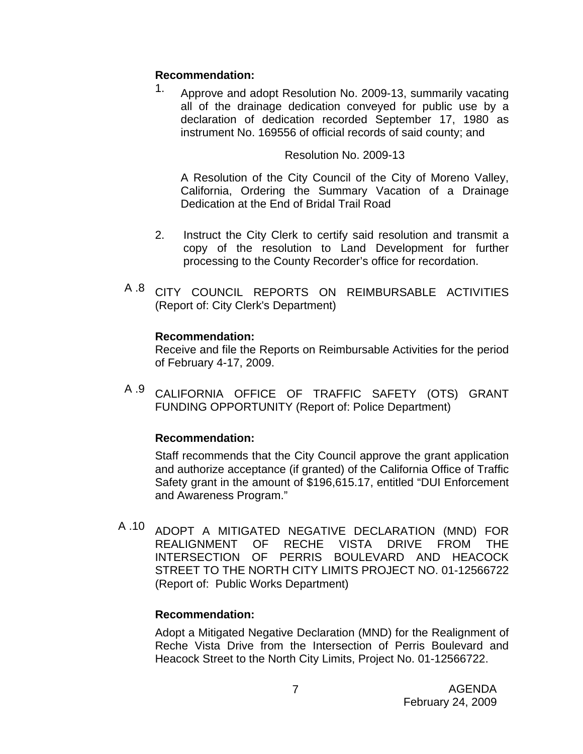**Recommendation:**

1. Approve and adopt Resolution No. 2009-13, summarily vacating all of the drainage dedication conveyed for public use by a declaration of dedication recorded September 17, 1980 as instrument No. 169556 of official records of said county; and

   Resolution No. 2009-13

   A Resolution of the City Council of the City of Moreno Valley, California, Ordering the Summary Vacation of a Drainage Dedication at the End of Bridal Trail Road

2. Instruct the City Clerk to certify said resolution and transmit a copy of the resolution to Land Development for further processing to the County Recorder's office for recordation.

A .8 CITY COUNCIL REPORTS ON REIMBURSABLE ACTIVITIES (Report of: City Clerk's Department)

**Recommendation:**
Receive and file the Reports on Reimbursable Activities for the period of February 4-17, 2009.

A .9 CALIFORNIA OFFICE OF TRAFFIC SAFETY (OTS) GRANT FUNDING OPPORTUNITY (Report of: Police Department)

**Recommendation:**

Staff recommends that the City Council approve the grant application and authorize acceptance (if granted) of the California Office of Traffic Safety grant in the amount of $196,615.17, entitled "DUI Enforcement and Awareness Program."

A .10 ADOPT A MITIGATED NEGATIVE DECLARATION (MND) FOR REALIGNMENT OF RECHE VISTA DRIVE FROM THE INTERSECTION OF PERRIS BOULEVARD AND HEACOCK STREET TO THE NORTH CITY LIMITS PROJECT NO. 01-12566722 (Report of: Public Works Department)

**Recommendation:**

Adopt a Mitigated Negative Declaration (MND) for the Realignment of Reche Vista Drive from the Intersection of Perris Boulevard and Heacock Street to the North City Limits, Project No. 01-12566722.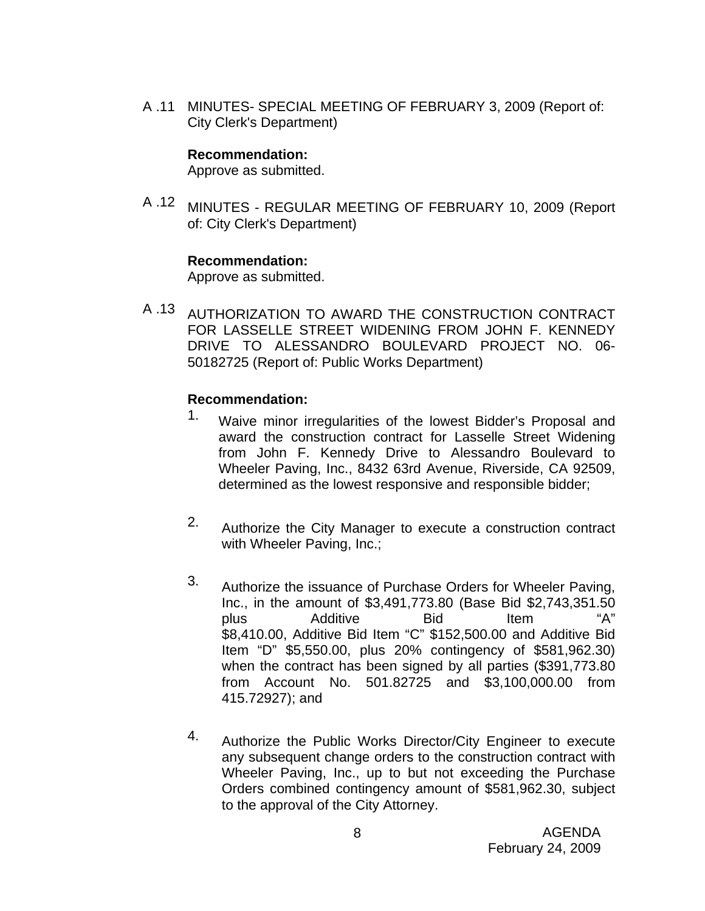A .11 MINUTES- SPECIAL MEETING OF FEBRUARY 3, 2009 (Report of: City Clerk's Department)

**Recommendation:**
Approve as submitted.

A .12 MINUTES - REGULAR MEETING OF FEBRUARY 10, 2009 (Report of: City Clerk's Department)

**Recommendation:**
Approve as submitted.

A .13 AUTHORIZATION TO AWARD THE CONSTRUCTION CONTRACT FOR LASSELLE STREET WIDENING FROM JOHN F. KENNEDY DRIVE TO ALESSANDRO BOULEVARD PROJECT NO. 06-50182725 (Report of: Public Works Department)

**Recommendation:**

1. Waive minor irregularities of the lowest Bidder's Proposal and award the construction contract for Lasselle Street Widening from John F. Kennedy Drive to Alessandro Boulevard to Wheeler Paving, Inc., 8432 63rd Avenue, Riverside, CA 92509, determined as the lowest responsive and responsible bidder;

2. Authorize the City Manager to execute a construction contract with Wheeler Paving, Inc.;

3. Authorize the issuance of Purchase Orders for Wheeler Paving, Inc., in the amount of $3,491,773.80 (Base Bid $2,743,351.50 plus Additive Bid Item "A" $8,410.00, Additive Bid Item "C" $152,500.00 and Additive Bid Item "D" $5,550.00, plus 20% contingency of $581,962.30) when the contract has been signed by all parties ($391,773.80 from Account No. 501.82725 and $3,100,000.00 from 415.72927); and

4. Authorize the Public Works Director/City Engineer to execute any subsequent change orders to the construction contract with Wheeler Paving, Inc., up to but not exceeding the Purchase Orders combined contingency amount of $581,962.30, subject to the approval of the City Attorney.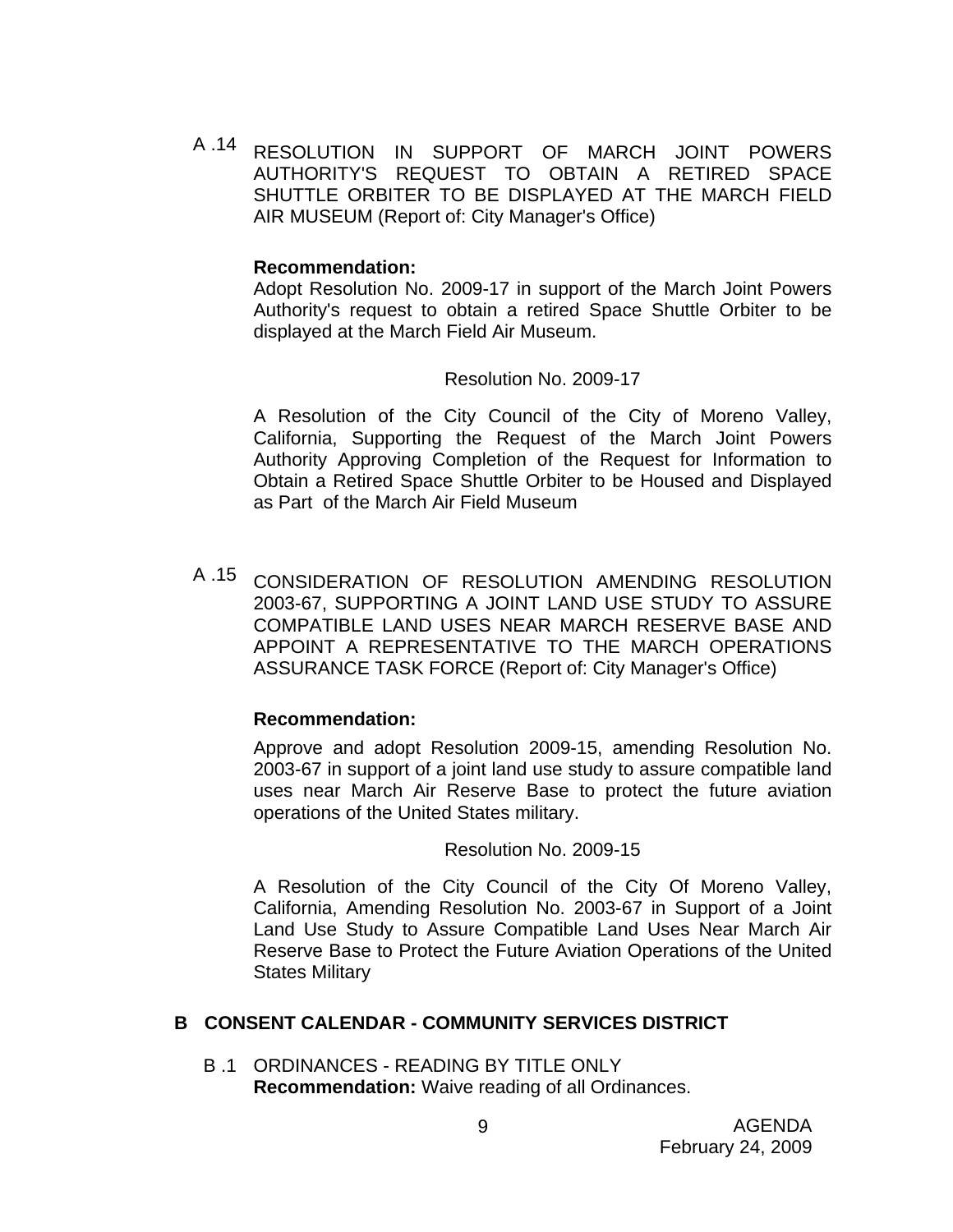A .14 RESOLUTION IN SUPPORT OF MARCH JOINT POWERS AUTHORITY'S REQUEST TO OBTAIN A RETIRED SPACE SHUTTLE ORBITER TO BE DISPLAYED AT THE MARCH FIELD AIR MUSEUM (Report of: City Manager's Office)

**Recommendation:**
Adopt Resolution No. 2009-17 in support of the March Joint Powers Authority's request to obtain a retired Space Shuttle Orbiter to be displayed at the March Field Air Museum.

Resolution No. 2009-17

A Resolution of the City Council of the City of Moreno Valley, California, Supporting the Request of the March Joint Powers Authority Approving Completion of the Request for Information to Obtain a Retired Space Shuttle Orbiter to be Housed and Displayed as Part of the March Air Field Museum

A .15 CONSIDERATION OF RESOLUTION AMENDING RESOLUTION 2003-67, SUPPORTING A JOINT LAND USE STUDY TO ASSURE COMPATIBLE LAND USES NEAR MARCH RESERVE BASE AND APPOINT A REPRESENTATIVE TO THE MARCH OPERATIONS ASSURANCE TASK FORCE (Report of: City Manager's Office)

**Recommendation:**

Approve and adopt Resolution 2009-15, amending Resolution No. 2003-67 in support of a joint land use study to assure compatible land uses near March Air Reserve Base to protect the future aviation operations of the United States military.

Resolution No. 2009-15

A Resolution of the City Council of the City Of Moreno Valley, California, Amending Resolution No. 2003-67 in Support of a Joint Land Use Study to Assure Compatible Land Uses Near March Air Reserve Base to Protect the Future Aviation Operations of the United States Military

## B CONSENT CALENDAR - COMMUNITY SERVICES DISTRICT

B .1 ORDINANCES - READING BY TITLE ONLY
**Recommendation:** Waive reading of all Ordinances.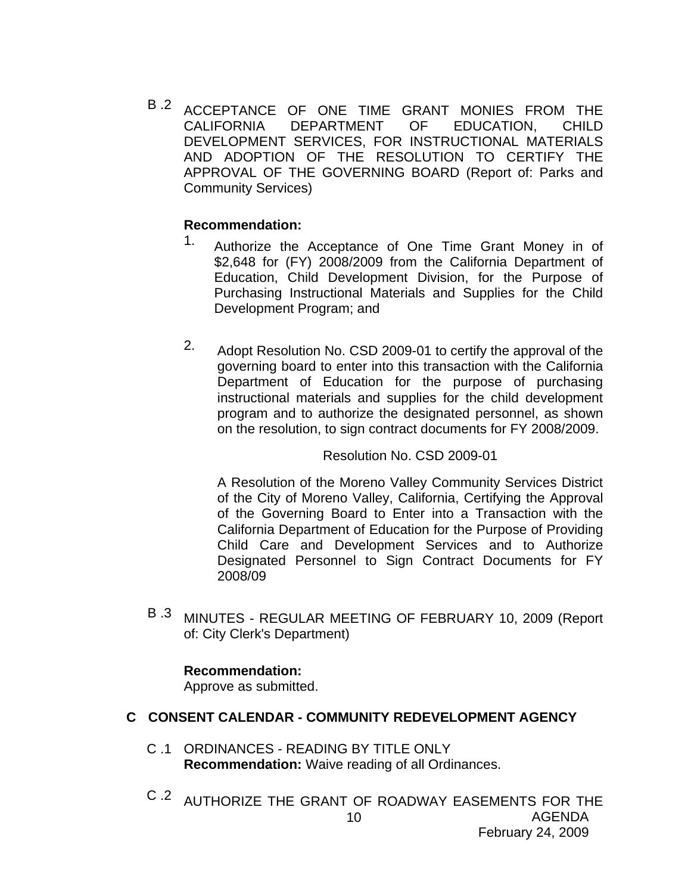B .2 ACCEPTANCE OF ONE TIME GRANT MONIES FROM THE CALIFORNIA DEPARTMENT OF EDUCATION, CHILD DEVELOPMENT SERVICES, FOR INSTRUCTIONAL MATERIALS AND ADOPTION OF THE RESOLUTION TO CERTIFY THE APPROVAL OF THE GOVERNING BOARD (Report of: Parks and Community Services)

**Recommendation:**

1. Authorize the Acceptance of One Time Grant Money in of $2,648 for (FY) 2008/2009 from the California Department of Education, Child Development Division, for the Purpose of Purchasing Instructional Materials and Supplies for the Child Development Program; and

2. Adopt Resolution No. CSD 2009-01 to certify the approval of the governing board to enter into this transaction with the California Department of Education for the purpose of purchasing instructional materials and supplies for the child development program and to authorize the designated personnel, as shown on the resolution, to sign contract documents for FY 2008/2009.

Resolution No. CSD 2009-01

A Resolution of the Moreno Valley Community Services District of the City of Moreno Valley, California, Certifying the Approval of the Governing Board to Enter into a Transaction with the California Department of Education for the Purpose of Providing Child Care and Development Services and to Authorize Designated Personnel to Sign Contract Documents for FY 2008/09

B .3 MINUTES - REGULAR MEETING OF FEBRUARY 10, 2009 (Report of: City Clerk's Department)

**Recommendation:**
Approve as submitted.

## C CONSENT CALENDAR - COMMUNITY REDEVELOPMENT AGENCY

C .1 ORDINANCES - READING BY TITLE ONLY
**Recommendation:** Waive reading of all Ordinances.

C .2 AUTHORIZE THE GRANT OF ROADWAY EASEMENTS FOR THE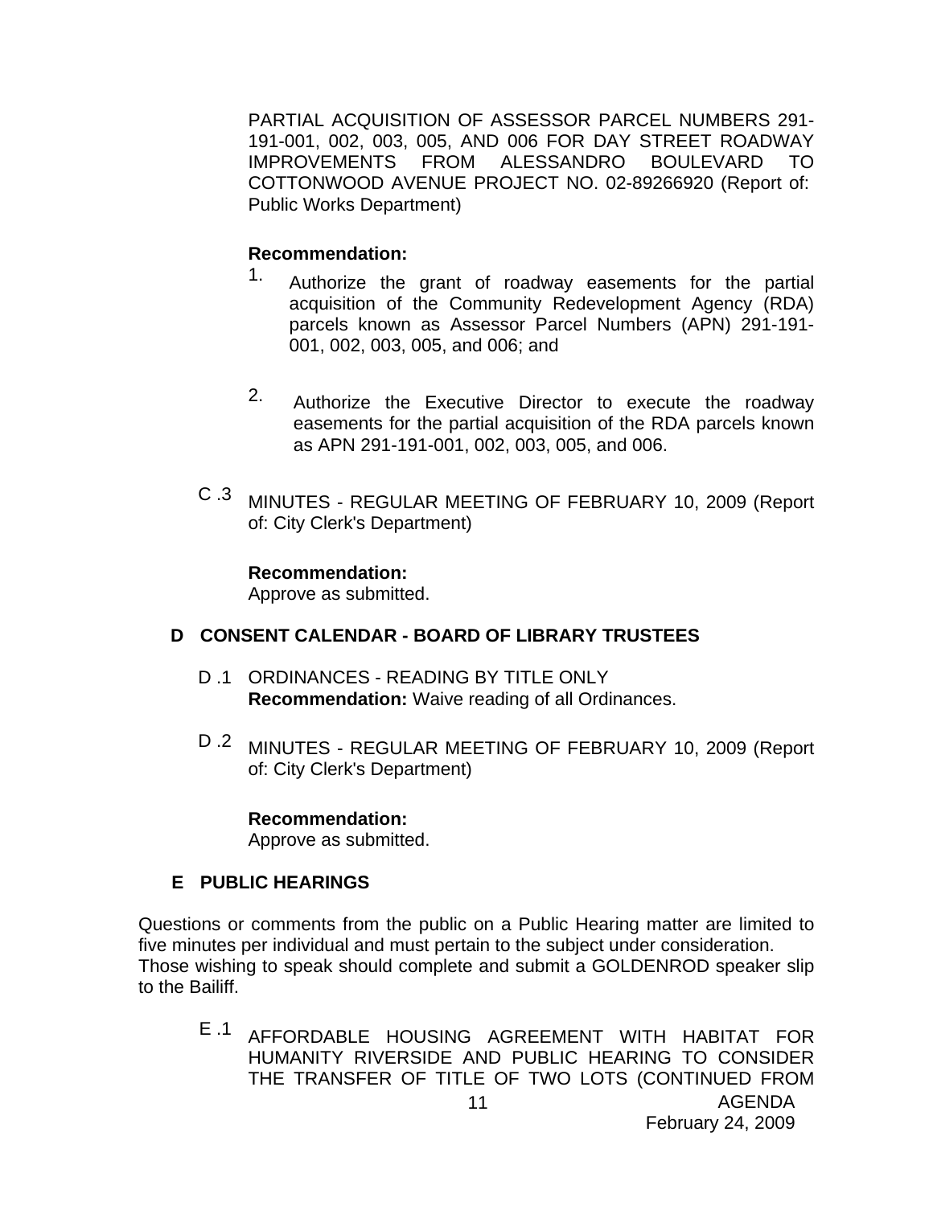PARTIAL ACQUISITION OF ASSESSOR PARCEL NUMBERS 291-191-001, 002, 003, 005, AND 006 FOR DAY STREET ROADWAY IMPROVEMENTS FROM ALESSANDRO BOULEVARD TO COTTONWOOD AVENUE PROJECT NO. 02-89266920 (Report of: Public Works Department)

**Recommendation:**

1. Authorize the grant of roadway easements for the partial acquisition of the Community Redevelopment Agency (RDA) parcels known as Assessor Parcel Numbers (APN) 291-191-001, 002, 003, 005, and 006; and

2. Authorize the Executive Director to execute the roadway easements for the partial acquisition of the RDA parcels known as APN 291-191-001, 002, 003, 005, and 006.

C .3 MINUTES - REGULAR MEETING OF FEBRUARY 10, 2009 (Report of: City Clerk's Department)

**Recommendation:**
Approve as submitted.

## D CONSENT CALENDAR - BOARD OF LIBRARY TRUSTEES

D .1 ORDINANCES - READING BY TITLE ONLY
**Recommendation:** Waive reading of all Ordinances.

D .2 MINUTES - REGULAR MEETING OF FEBRUARY 10, 2009 (Report of: City Clerk's Department)

**Recommendation:**
Approve as submitted.

## E PUBLIC HEARINGS

Questions or comments from the public on a Public Hearing matter are limited to five minutes per individual and must pertain to the subject under consideration.
Those wishing to speak should complete and submit a GOLDENROD speaker slip to the Bailiff.

E .1 AFFORDABLE HOUSING AGREEMENT WITH HABITAT FOR HUMANITY RIVERSIDE AND PUBLIC HEARING TO CONSIDER THE TRANSFER OF TITLE OF TWO LOTS (CONTINUED FROM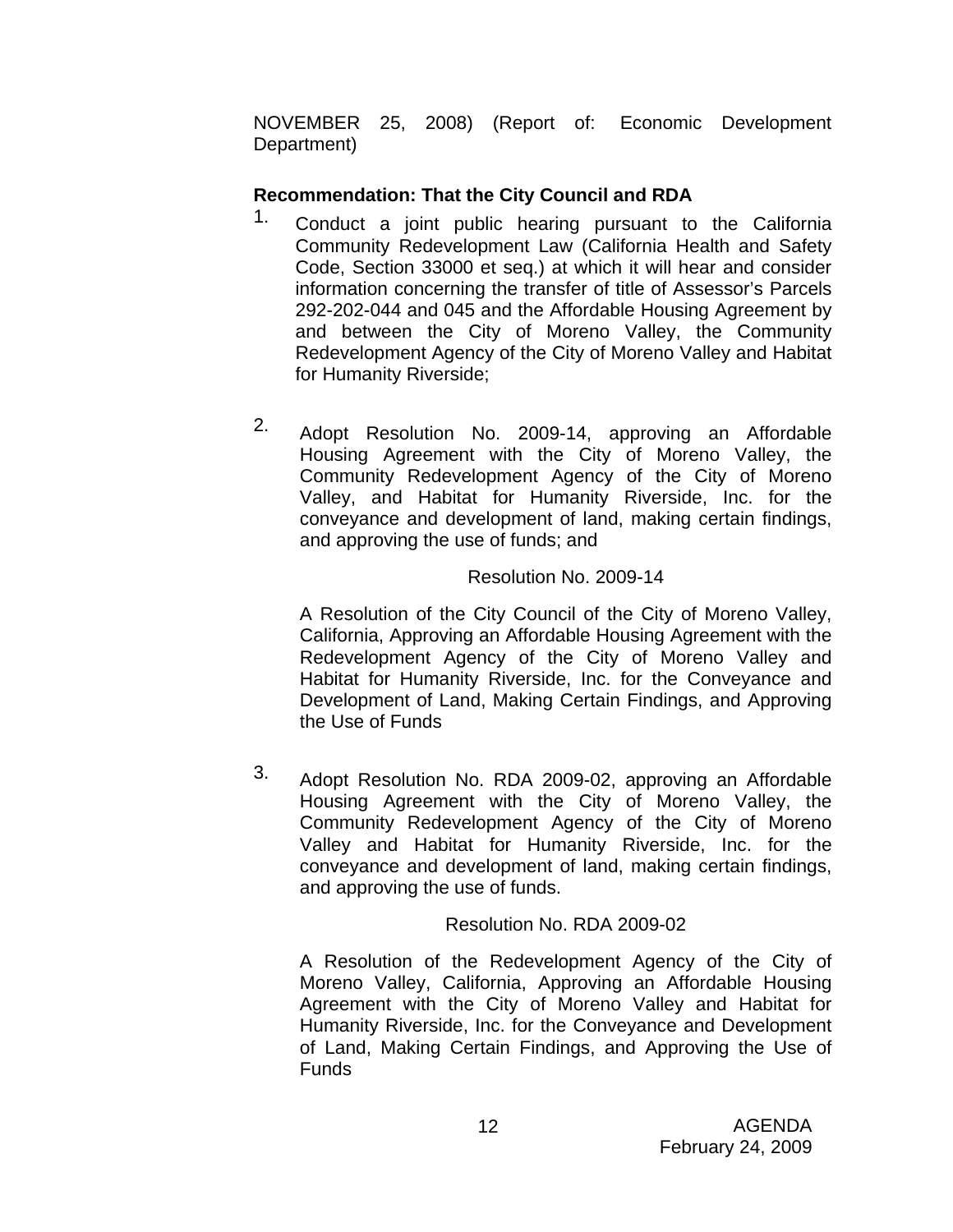NOVEMBER 25, 2008) (Report of: Economic Development Department)

**Recommendation: That the City Council and RDA**

1. Conduct a joint public hearing pursuant to the California Community Redevelopment Law (California Health and Safety Code, Section 33000 et seq.) at which it will hear and consider information concerning the transfer of title of Assessor's Parcels 292-202-044 and 045 and the Affordable Housing Agreement by and between the City of Moreno Valley, the Community Redevelopment Agency of the City of Moreno Valley and Habitat for Humanity Riverside;

2. Adopt Resolution No. 2009-14, approving an Affordable Housing Agreement with the City of Moreno Valley, the Community Redevelopment Agency of the City of Moreno Valley, and Habitat for Humanity Riverside, Inc. for the conveyance and development of land, making certain findings, and approving the use of funds; and

   Resolution No. 2009-14

   A Resolution of the City Council of the City of Moreno Valley, California, Approving an Affordable Housing Agreement with the Redevelopment Agency of the City of Moreno Valley and Habitat for Humanity Riverside, Inc. for the Conveyance and Development of Land, Making Certain Findings, and Approving the Use of Funds

3. Adopt Resolution No. RDA 2009-02, approving an Affordable Housing Agreement with the City of Moreno Valley, the Community Redevelopment Agency of the City of Moreno Valley and Habitat for Humanity Riverside, Inc. for the conveyance and development of land, making certain findings, and approving the use of funds.

   Resolution No. RDA 2009-02

   A Resolution of the Redevelopment Agency of the City of Moreno Valley, California, Approving an Affordable Housing Agreement with the City of Moreno Valley and Habitat for Humanity Riverside, Inc. for the Conveyance and Development of Land, Making Certain Findings, and Approving the Use of Funds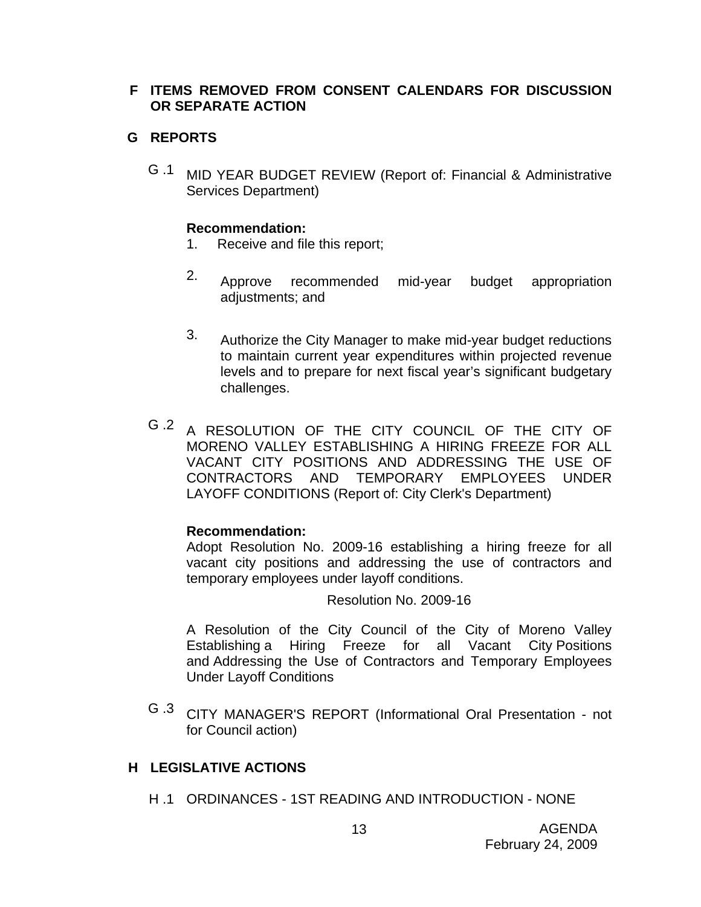**F ITEMS REMOVED FROM CONSENT CALENDARS FOR DISCUSSION OR SEPARATE ACTION**

**G REPORTS**

G.1 MID YEAR BUDGET REVIEW (Report of: Financial & Administrative Services Department)

**Recommendation:**

1. Receive and file this report;
2. Approve recommended mid-year budget appropriation adjustments; and
3. Authorize the City Manager to make mid-year budget reductions to maintain current year expenditures within projected revenue levels and to prepare for next fiscal year's significant budgetary challenges.

G.2 A RESOLUTION OF THE CITY COUNCIL OF THE CITY OF MORENO VALLEY ESTABLISHING A HIRING FREEZE FOR ALL VACANT CITY POSITIONS AND ADDRESSING THE USE OF CONTRACTORS AND TEMPORARY EMPLOYEES UNDER LAYOFF CONDITIONS (Report of: City Clerk's Department)

**Recommendation:**

Adopt Resolution No. 2009-16 establishing a hiring freeze for all vacant city positions and addressing the use of contractors and temporary employees under layoff conditions.

Resolution No. 2009-16

A Resolution of the City Council of the City of Moreno Valley Establishing a Hiring Freeze for all Vacant City Positions and Addressing the Use of Contractors and Temporary Employees Under Layoff Conditions

G.3 CITY MANAGER'S REPORT (Informational Oral Presentation - not for Council action)

**H LEGISLATIVE ACTIONS**

H.1 ORDINANCES - 1ST READING AND INTRODUCTION - NONE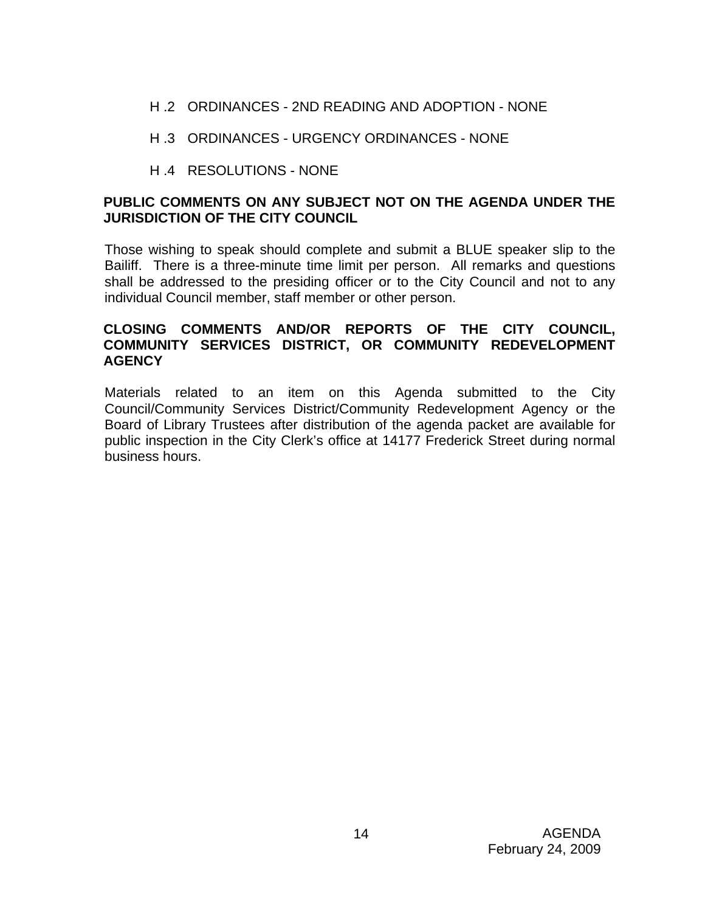H .2 ORDINANCES - 2ND READING AND ADOPTION - NONE

H .3 ORDINANCES - URGENCY ORDINANCES - NONE

H .4 RESOLUTIONS - NONE

**PUBLIC COMMENTS ON ANY SUBJECT NOT ON THE AGENDA UNDER THE JURISDICTION OF THE CITY COUNCIL**

Those wishing to speak should complete and submit a BLUE speaker slip to the Bailiff. There is a three-minute time limit per person. All remarks and questions shall be addressed to the presiding officer or to the City Council and not to any individual Council member, staff member or other person.

**CLOSING COMMENTS AND/OR REPORTS OF THE CITY COUNCIL, COMMUNITY SERVICES DISTRICT, OR COMMUNITY REDEVELOPMENT AGENCY**

Materials related to an item on this Agenda submitted to the City Council/Community Services District/Community Redevelopment Agency or the Board of Library Trustees after distribution of the agenda packet are available for public inspection in the City Clerk's office at 14177 Frederick Street during normal business hours.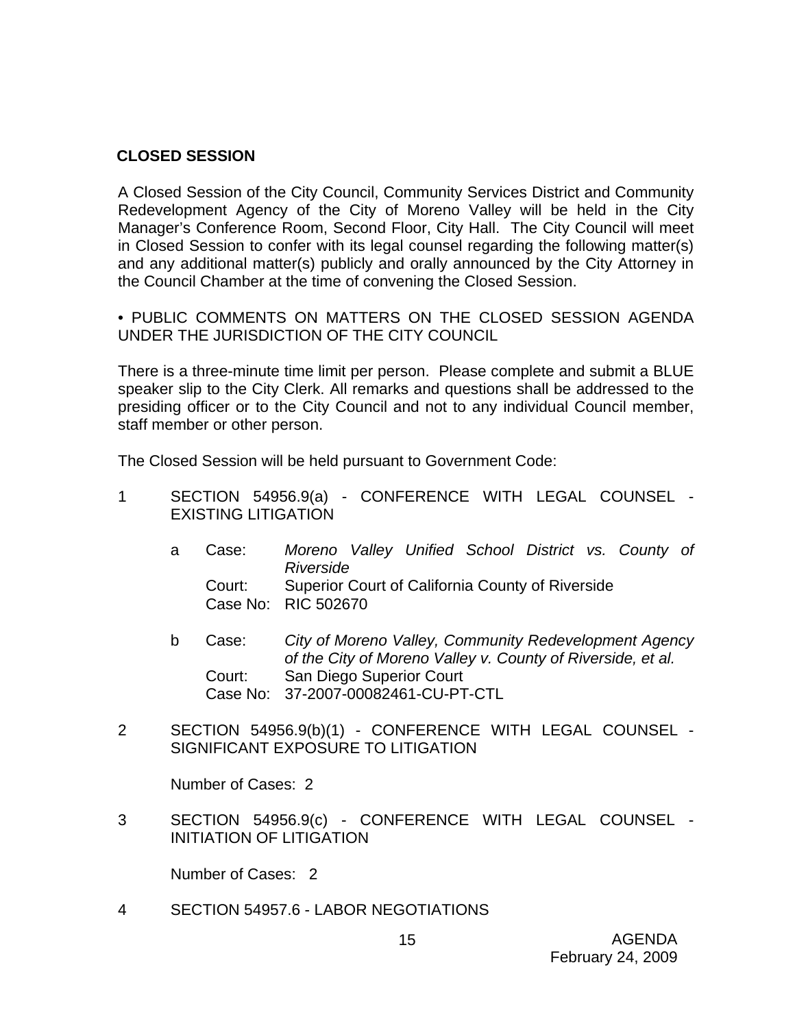## CLOSED SESSION

A Closed Session of the City Council, Community Services District and Community Redevelopment Agency of the City of Moreno Valley will be held in the City Manager's Conference Room, Second Floor, City Hall. The City Council will meet in Closed Session to confer with its legal counsel regarding the following matter(s) and any additional matter(s) publicly and orally announced by the City Attorney in the Council Chamber at the time of convening the Closed Session.

• PUBLIC COMMENTS ON MATTERS ON THE CLOSED SESSION AGENDA UNDER THE JURISDICTION OF THE CITY COUNCIL

There is a three-minute time limit per person. Please complete and submit a BLUE speaker slip to the City Clerk. All remarks and questions shall be addressed to the presiding officer or to the City Council and not to any individual Council member, staff member or other person.

The Closed Session will be held pursuant to Government Code:

1 SECTION 54956.9(a) - CONFERENCE WITH LEGAL COUNSEL - EXISTING LITIGATION

   a Case: *Moreno Valley Unified School District vs. County of Riverside*
     Court: Superior Court of California County of Riverside
     Case No: RIC 502670

   b Case: *City of Moreno Valley, Community Redevelopment Agency of the City of Moreno Valley v. County of Riverside, et al.*
     Court: San Diego Superior Court
     Case No: 37-2007-00082461-CU-PT-CTL

2 SECTION 54956.9(b)(1) - CONFERENCE WITH LEGAL COUNSEL - SIGNIFICANT EXPOSURE TO LITIGATION

   Number of Cases: 2

3 SECTION 54956.9(c) - CONFERENCE WITH LEGAL COUNSEL - INITIATION OF LITIGATION

   Number of Cases: 2

4 SECTION 54957.6 - LABOR NEGOTIATIONS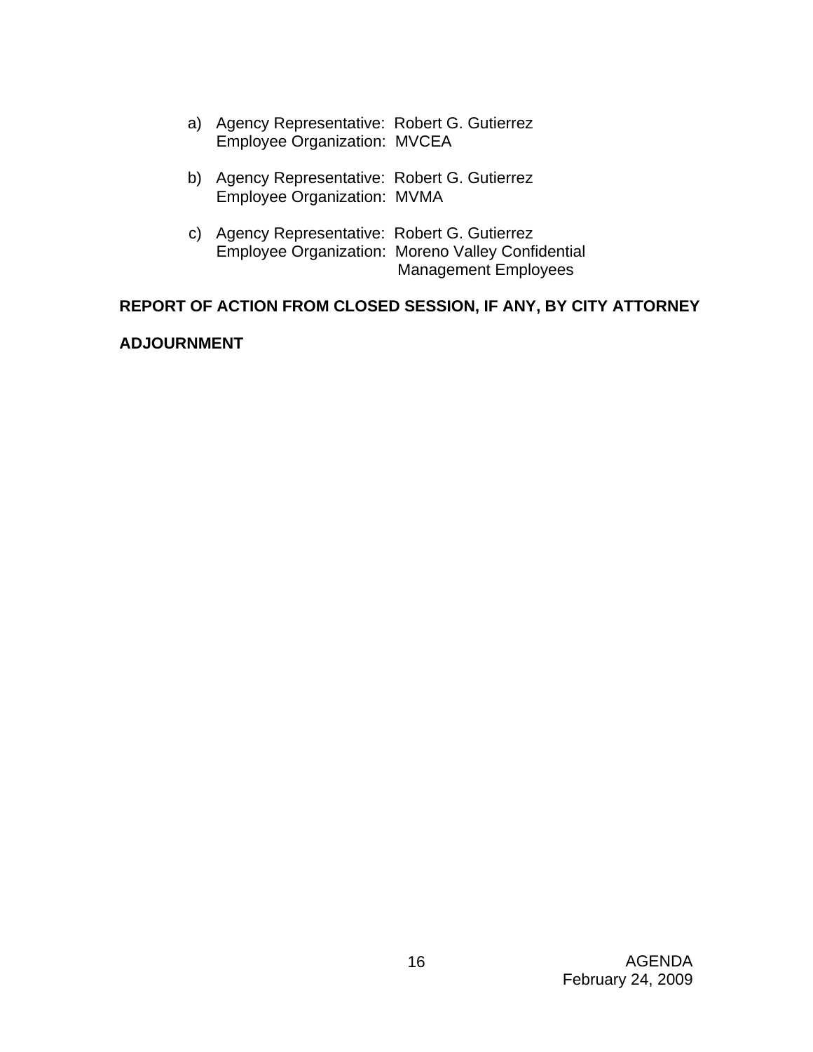a) Agency Representative: Robert G. Gutierrez
   Employee Organization: MVCEA

b) Agency Representative: Robert G. Gutierrez
   Employee Organization: MVMA

c) Agency Representative: Robert G. Gutierrez
   Employee Organization: Moreno Valley Confidential Management Employees

**REPORT OF ACTION FROM CLOSED SESSION, IF ANY, BY CITY ATTORNEY**

**ADJOURNMENT**